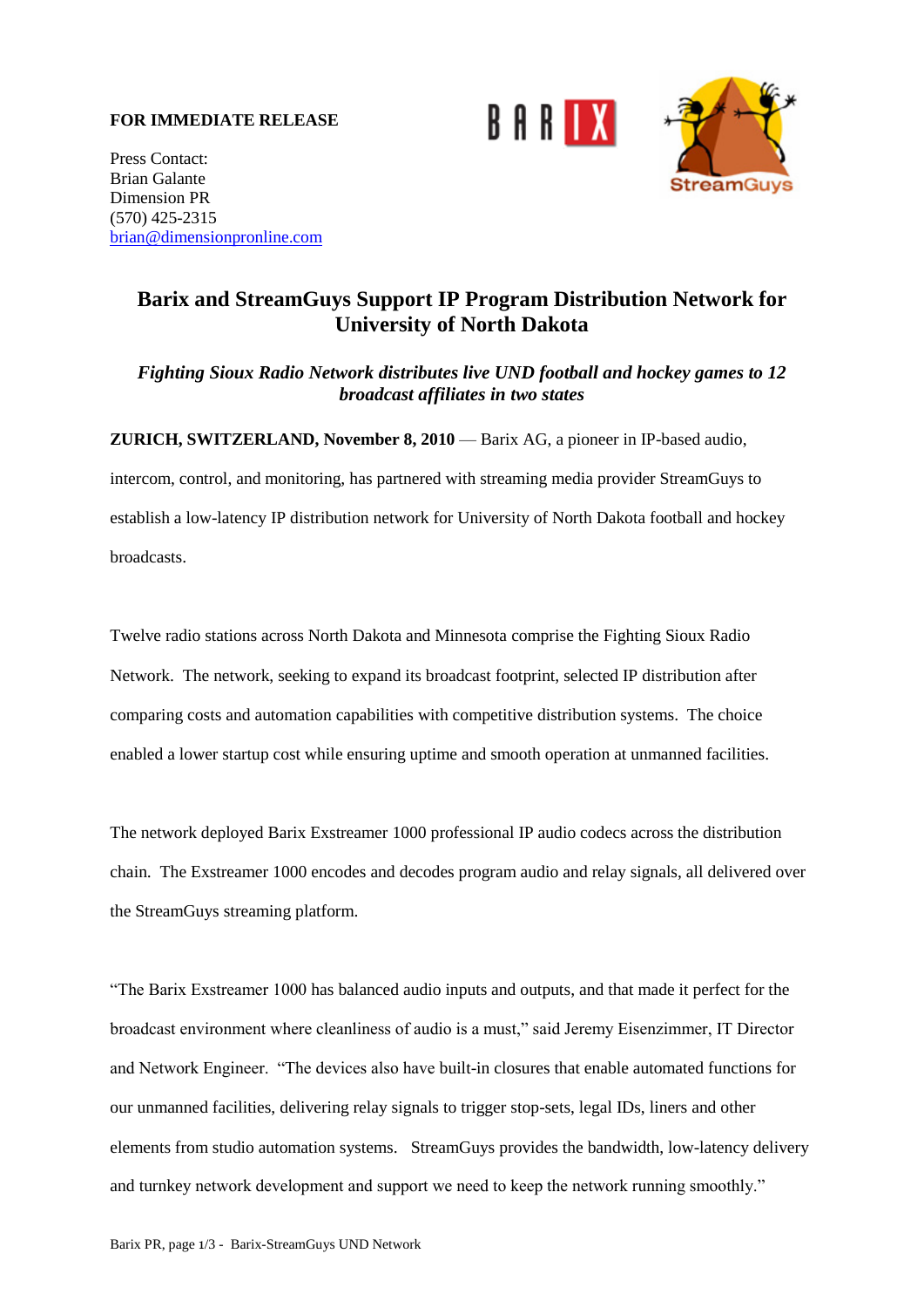**FOR IMMEDIATE RELEASE**

Press Contact:
Brian Galante
Dimension PR
(570) 425-2315
brian@dimensionpronline.com

# Barix and StreamGuys Support IP Program Distribution Network for University of North Dakota

***Fighting Sioux Radio Network distributes live UND football and hockey games to 12 broadcast affiliates in two states***

**ZURICH, SWITZERLAND, November 8, 2010** — Barix AG, a pioneer in IP-based audio, intercom, control, and monitoring, has partnered with streaming media provider StreamGuys to establish a low-latency IP distribution network for University of North Dakota football and hockey broadcasts.

Twelve radio stations across North Dakota and Minnesota comprise the Fighting Sioux Radio Network. The network, seeking to expand its broadcast footprint, selected IP distribution after comparing costs and automation capabilities with competitive distribution systems. The choice enabled a lower startup cost while ensuring uptime and smooth operation at unmanned facilities.

The network deployed Barix Exstreamer 1000 professional IP audio codecs across the distribution chain. The Exstreamer 1000 encodes and decodes program audio and relay signals, all delivered over the StreamGuys streaming platform.

"The Barix Exstreamer 1000 has balanced audio inputs and outputs, and that made it perfect for the broadcast environment where cleanliness of audio is a must," said Jeremy Eisenzimmer, IT Director and Network Engineer. "The devices also have built-in closures that enable automated functions for our unmanned facilities, delivering relay signals to trigger stop-sets, legal IDs, liners and other elements from studio automation systems. StreamGuys provides the bandwidth, low-latency delivery and turnkey network development and support we need to keep the network running smoothly."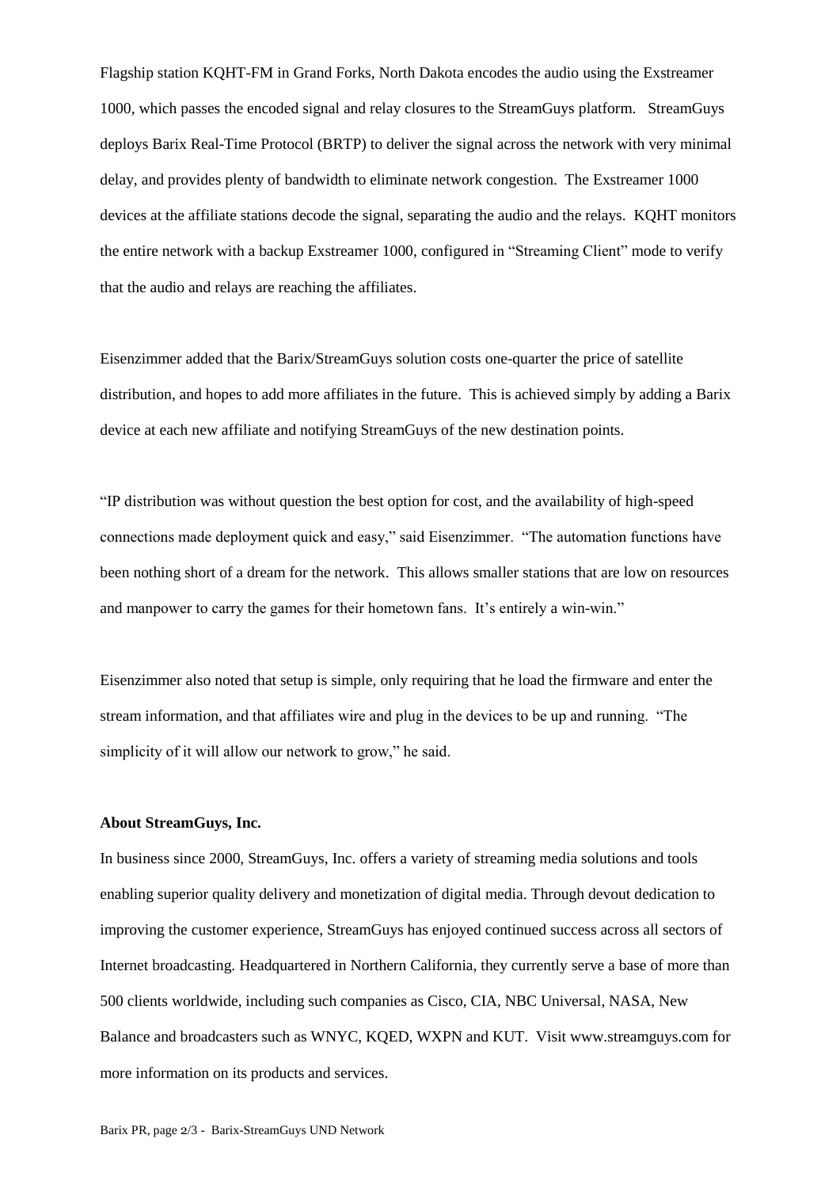Flagship station KQHT-FM in Grand Forks, North Dakota encodes the audio using the Exstreamer 1000, which passes the encoded signal and relay closures to the StreamGuys platform. StreamGuys deploys Barix Real-Time Protocol (BRTP) to deliver the signal across the network with very minimal delay, and provides plenty of bandwidth to eliminate network congestion. The Exstreamer 1000 devices at the affiliate stations decode the signal, separating the audio and the relays. KQHT monitors the entire network with a backup Exstreamer 1000, configured in "Streaming Client" mode to verify that the audio and relays are reaching the affiliates.

Eisenzimmer added that the Barix/StreamGuys solution costs one-quarter the price of satellite distribution, and hopes to add more affiliates in the future. This is achieved simply by adding a Barix device at each new affiliate and notifying StreamGuys of the new destination points.

"IP distribution was without question the best option for cost, and the availability of high-speed connections made deployment quick and easy," said Eisenzimmer. "The automation functions have been nothing short of a dream for the network. This allows smaller stations that are low on resources and manpower to carry the games for their hometown fans. It's entirely a win-win."

Eisenzimmer also noted that setup is simple, only requiring that he load the firmware and enter the stream information, and that affiliates wire and plug in the devices to be up and running. "The simplicity of it will allow our network to grow," he said.

**About StreamGuys, Inc.**

In business since 2000, StreamGuys, Inc. offers a variety of streaming media solutions and tools enabling superior quality delivery and monetization of digital media. Through devout dedication to improving the customer experience, StreamGuys has enjoyed continued success across all sectors of Internet broadcasting. Headquartered in Northern California, they currently serve a base of more than 500 clients worldwide, including such companies as Cisco, CIA, NBC Universal, NASA, New Balance and broadcasters such as WNYC, KQED, WXPN and KUT. Visit www.streamguys.com for more information on its products and services.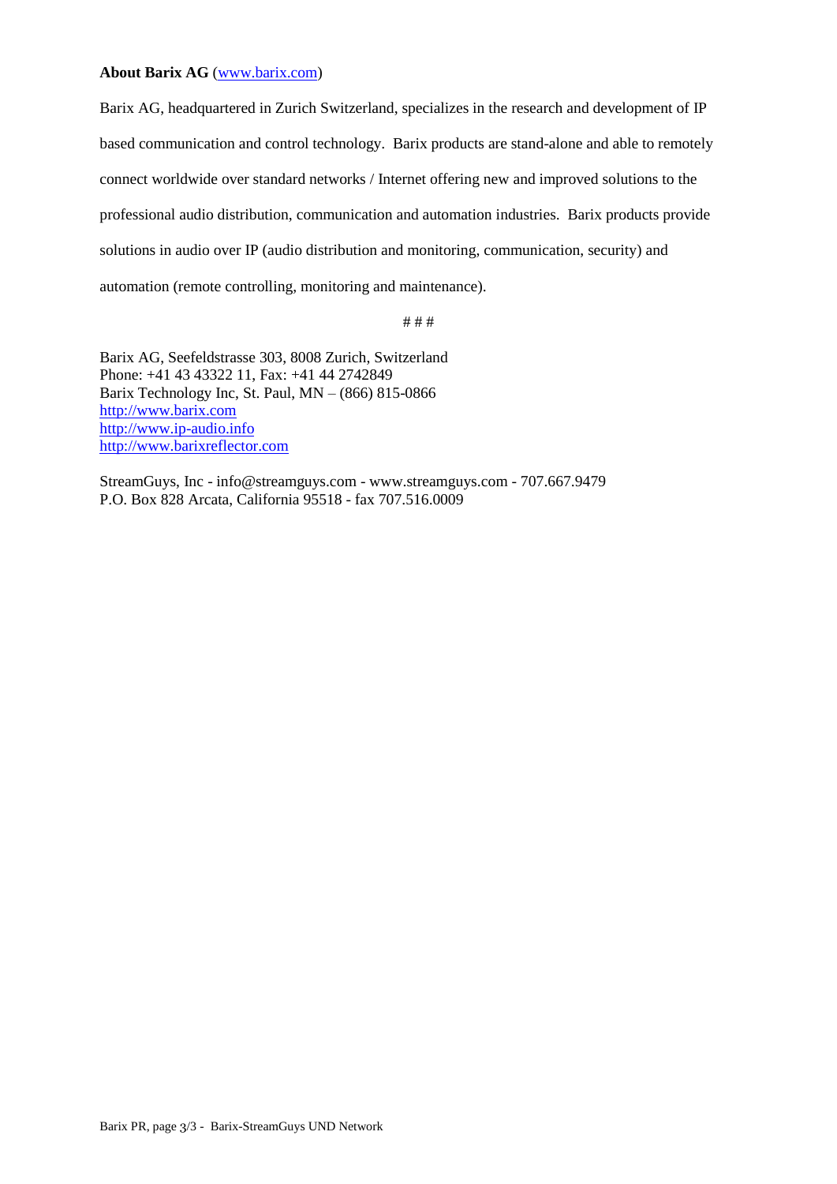**About Barix AG** (www.barix.com)

Barix AG, headquartered in Zurich Switzerland, specializes in the research and development of IP based communication and control technology. Barix products are stand-alone and able to remotely connect worldwide over standard networks / Internet offering new and improved solutions to the professional audio distribution, communication and automation industries. Barix products provide solutions in audio over IP (audio distribution and monitoring, communication, security) and automation (remote controlling, monitoring and maintenance).

# # #

Barix AG, Seefeldstrasse 303, 8008 Zurich, Switzerland
Phone: +41 43 43322 11, Fax: +41 44 2742849
Barix Technology Inc, St. Paul, MN – (866) 815-0866
http://www.barix.com
http://www.ip-audio.info
http://www.barixreflector.com

StreamGuys, Inc - info@streamguys.com - www.streamguys.com - 707.667.9479
P.O. Box 828 Arcata, California 95518 - fax 707.516.0009